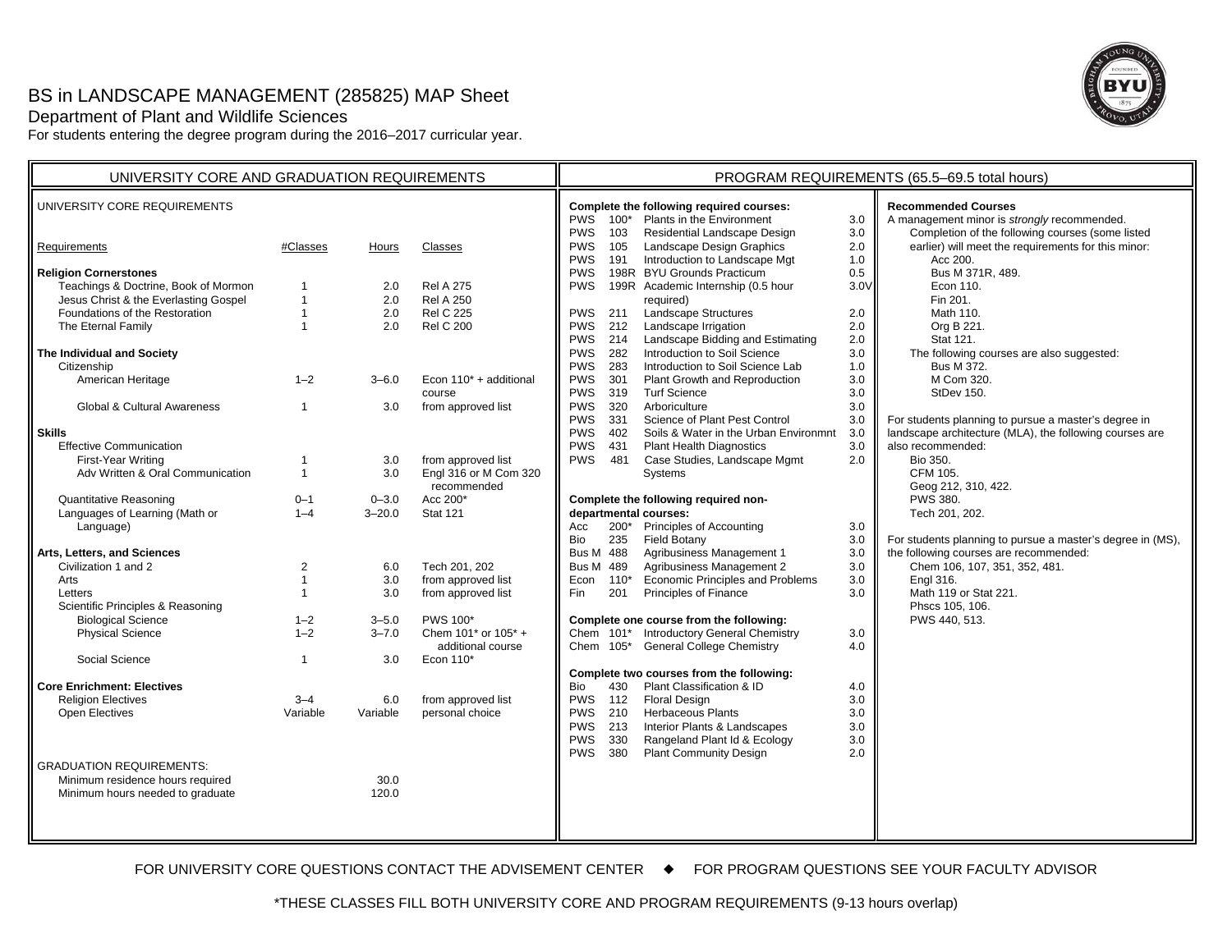# BS in LANDSCAPE MANAGEMENT (285825) MAP Sheet

Department of Plant and Wildlife Sciences

For students entering the degree program during the 2016–2017 curricular year.

## UNIVERSITY CORE AND GRADUATION REQUIREMENTS

UNIVERSITY CORE REQUIREMENTS

| Requirements | #Classes | Hours | Classes |
|---|---|---|---|
| **Religion Cornerstones** | | | |
| Teachings & Doctrine, Book of Mormon | 1 | 2.0 | Rel A 275 |
| Jesus Christ & the Everlasting Gospel | 1 | 2.0 | Rel A 250 |
| Foundations of the Restoration | 1 | 2.0 | Rel C 225 |
| The Eternal Family | 1 | 2.0 | Rel C 200 |
| **The Individual and Society** | | | |
| Citizenship | | | |
| American Heritage | 1–2 | 3–6.0 | Econ 110* + additional course |
| Global & Cultural Awareness | 1 | 3.0 | from approved list |
| **Skills** | | | |
| Effective Communication | | | |
| First-Year Writing | 1 | 3.0 | from approved list |
| Adv Written & Oral Communication | 1 | 3.0 | Engl 316 or M Com 320 recommended |
| Quantitative Reasoning | 0–1 | 0–3.0 | Acc 200* |
| Languages of Learning (Math or Language) | 1–4 | 3–20.0 | Stat 121 |
| **Arts, Letters, and Sciences** | | | |
| Civilization 1 and 2 | 2 | 6.0 | Tech 201, 202 |
| Arts | 1 | 3.0 | from approved list |
| Letters | 1 | 3.0 | from approved list |
| Scientific Principles & Reasoning | | | |
| Biological Science | 1–2 | 3–5.0 | PWS 100* |
| Physical Science | 1–2 | 3–7.0 | Chem 101* or 105* + additional course |
| Social Science | 1 | 3.0 | Econ 110* |
| **Core Enrichment: Electives** | | | |
| Religion Electives | 3–4 | 6.0 | from approved list |
| Open Electives | Variable | Variable | personal choice |

GRADUATION REQUIREMENTS:

| | |
|---|---|
| Minimum residence hours required | 30.0 |
| Minimum hours needed to graduate | 120.0 |

## PROGRAM REQUIREMENTS (65.5–69.5 total hours)

**Complete the following required courses:**

| | | | |
|---|---|---|---|
| PWS | 100* | Plants in the Environment | 3.0 |
| PWS | 103 | Residential Landscape Design | 3.0 |
| PWS | 105 | Landscape Design Graphics | 2.0 |
| PWS | 191 | Introduction to Landscape Mgt | 1.0 |
| PWS | 198R | BYU Grounds Practicum | 0.5 |
| PWS | 199R | Academic Internship (0.5 hour required) | 3.0V |
| PWS | 211 | Landscape Structures | 2.0 |
| PWS | 212 | Landscape Irrigation | 2.0 |
| PWS | 214 | Landscape Bidding and Estimating | 2.0 |
| PWS | 282 | Introduction to Soil Science | 3.0 |
| PWS | 283 | Introduction to Soil Science Lab | 1.0 |
| PWS | 301 | Plant Growth and Reproduction | 3.0 |
| PWS | 319 | Turf Science | 3.0 |
| PWS | 320 | Arboriculture | 3.0 |
| PWS | 331 | Science of Plant Pest Control | 3.0 |
| PWS | 402 | Soils & Water in the Urban Environmnt | 3.0 |
| PWS | 431 | Plant Health Diagnostics | 3.0 |
| PWS | 481 | Case Studies, Landscape Mgmt Systems | 2.0 |

**Complete the following required non-departmental courses:**

| | | | |
|---|---|---|---|
| Acc | 200* | Principles of Accounting | 3.0 |
| Bio | 235 | Field Botany | 3.0 |
| Bus M | 488 | Agribusiness Management 1 | 3.0 |
| Bus M | 489 | Agribusiness Management 2 | 3.0 |
| Econ | 110* | Economic Principles and Problems | 3.0 |
| Fin | 201 | Principles of Finance | 3.0 |

**Complete one course from the following:**

| | | | |
|---|---|---|---|
| Chem | 101* | Introductory General Chemistry | 3.0 |
| Chem | 105* | General College Chemistry | 4.0 |

**Complete two courses from the following:**

| | | | |
|---|---|---|---|
| Bio | 430 | Plant Classification & ID | 4.0 |
| PWS | 112 | Floral Design | 3.0 |
| PWS | 210 | Herbaceous Plants | 3.0 |
| PWS | 213 | Interior Plants & Landscapes | 3.0 |
| PWS | 330 | Rangeland Plant Id & Ecology | 3.0 |
| PWS | 380 | Plant Community Design | 2.0 |

**Recommended Courses**

A management minor is *strongly* recommended.

Completion of the following courses (some listed earlier) will meet the requirements for this minor:
- Acc 200.
- Bus M 371R, 489.
- Econ 110.
- Fin 201.
- Math 110.
- Org B 221.
- Stat 121.

The following courses are also suggested:
- Bus M 372.
- M Com 320.
- StDev 150.

For students planning to pursue a master's degree in landscape architecture (MLA), the following courses are also recommended:
- Bio 350.
- CFM 105.
- Geog 212, 310, 422.
- PWS 380.
- Tech 201, 202.

For students planning to pursue a master's degree in (MS), the following courses are recommended:
- Chem 106, 107, 351, 352, 481.
- Engl 316.
- Math 119 or Stat 221.
- Phscs 105, 106.
- PWS 440, 513.

FOR UNIVERSITY CORE QUESTIONS CONTACT THE ADVISEMENT CENTER ◆ FOR PROGRAM QUESTIONS SEE YOUR FACULTY ADVISOR

*THESE CLASSES FILL BOTH UNIVERSITY CORE AND PROGRAM REQUIREMENTS (9-13 hours overlap)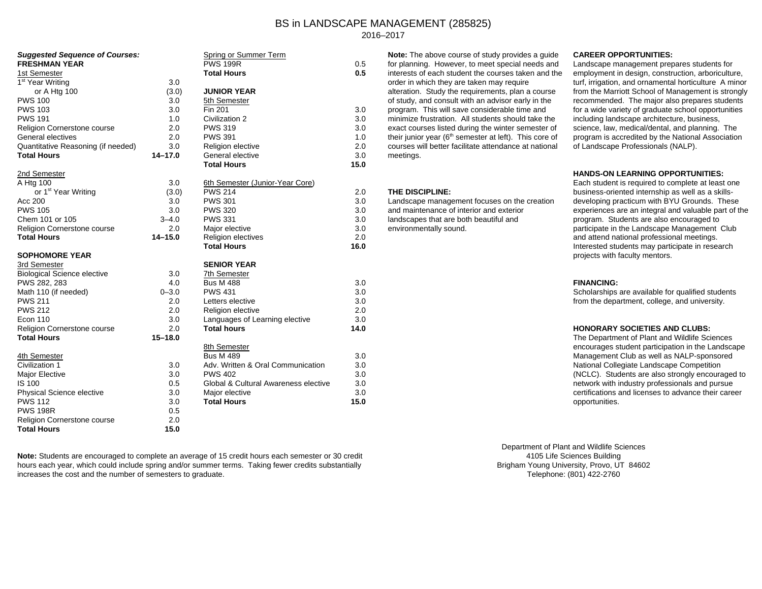# BS in LANDSCAPE MANAGEMENT (285825)

2016–2017

***Suggested Sequence of Courses:***

**FRESHMAN YEAR**

| 1st Semester | |
|---|---|
| 1st Year Writing | 3.0 |
| or A Htg 100 | (3.0) |
| PWS 100 | 3.0 |
| PWS 103 | 3.0 |
| PWS 191 | 1.0 |
| Religion Cornerstone course | 2.0 |
| General electives | 2.0 |
| Quantitative Reasoning (if needed) | 3.0 |
| **Total Hours** | **14–17.0** |

| 2nd Semester | |
|---|---|
| A Htg 100 | 3.0 |
| or 1st Year Writing | (3.0) |
| Acc 200 | 3.0 |
| PWS 105 | 3.0 |
| Chem 101 or 105 | 3–4.0 |
| Religion Cornerstone course | 2.0 |
| **Total Hours** | **14–15.0** |

**SOPHOMORE YEAR**

| 3rd Semester | |
|---|---|
| Biological Science elective | 3.0 |
| PWS 282, 283 | 4.0 |
| Math 110 (if needed) | 0–3.0 |
| PWS 211 | 2.0 |
| PWS 212 | 2.0 |
| Econ 110 | 3.0 |
| Religion Cornerstone course | 2.0 |
| **Total Hours** | **15–18.0** |

| 4th Semester | |
|---|---|
| Civilization 1 | 3.0 |
| Major Elective | 3.0 |
| IS 100 | 0.5 |
| Physical Science elective | 3.0 |
| PWS 112 | 3.0 |
| PWS 198R | 0.5 |
| Religion Cornerstone course | 2.0 |
| **Total Hours** | **15.0** |

| Spring or Summer Term | |
|---|---|
| PWS 199R | 0.5 |
| **Total Hours** | **0.5** |

**JUNIOR YEAR**

| 5th Semester | |
|---|---|
| Fin 201 | 3.0 |
| Civilization 2 | 3.0 |
| PWS 319 | 3.0 |
| PWS 391 | 1.0 |
| Religion elective | 2.0 |
| General elective | 3.0 |
| **Total Hours** | **15.0** |

| 6th Semester (Junior-Year Core) | |
|---|---|
| PWS 214 | 2.0 |
| PWS 301 | 3.0 |
| PWS 320 | 3.0 |
| PWS 331 | 3.0 |
| Major elective | 3.0 |
| Religion electives | 2.0 |
| **Total Hours** | **16.0** |

**SENIOR YEAR**

| 7th Semester | |
|---|---|
| Bus M 488 | 3.0 |
| PWS 431 | 3.0 |
| Letters elective | 3.0 |
| Religion elective | 2.0 |
| Languages of Learning elective | 3.0 |
| **Total hours** | **14.0** |

| 8th Semester | |
|---|---|
| Bus M 489 | 3.0 |
| Adv. Written & Oral Communication | 3.0 |
| PWS 402 | 3.0 |
| Global & Cultural Awareness elective | 3.0 |
| Major elective | 3.0 |
| **Total Hours** | **15.0** |

**Note:** Students are encouraged to complete an average of 15 credit hours each semester or 30 credit hours each year, which could include spring and/or summer terms. Taking fewer credits substantially increases the cost and the number of semesters to graduate.

**Note:** The above course of study provides a guide for planning. However, to meet special needs and interests of each student the courses taken and the order in which they are taken may require alteration. Study the requirements, plan a course of study, and consult with an advisor early in the program. This will save considerable time and minimize frustration. All students should take the exact courses listed during the winter semester of their junior year (6th semester at left). This core of courses will better facilitate attendance at national meetings.

**THE DISCIPLINE:**

Landscape management focuses on the creation and maintenance of interior and exterior landscapes that are both beautiful and environmentally sound.

**CAREER OPPORTUNITIES:**

Landscape management prepares students for employment in design, construction, arboriculture, turf, irrigation, and ornamental horticulture A minor from the Marriott School of Management is strongly recommended. The major also prepares students for a wide variety of graduate school opportunities including landscape architecture, business, science, law, medical/dental, and planning. The program is accredited by the National Association of Landscape Professionals (NALP).

**HANDS-ON LEARNING OPPORTUNITIES:**

Each student is required to complete at least one business-oriented internship as well as a skills-developing practicum with BYU Grounds. These experiences are an integral and valuable part of the program. Students are also encouraged to participate in the Landscape Management Club and attend national professional meetings. Interested students may participate in research projects with faculty mentors.

**FINANCING:**

Scholarships are available for qualified students from the department, college, and university.

**HONORARY SOCIETIES AND CLUBS:**

The Department of Plant and Wildlife Sciences encourages student participation in the Landscape Management Club as well as NALP-sponsored National Collegiate Landscape Competition (NCLC). Students are also strongly encouraged to network with industry professionals and pursue certifications and licenses to advance their career opportunities.

Department of Plant and Wildlife Sciences
4105 Life Sciences Building
Brigham Young University, Provo, UT 84602
Telephone: (801) 422-2760